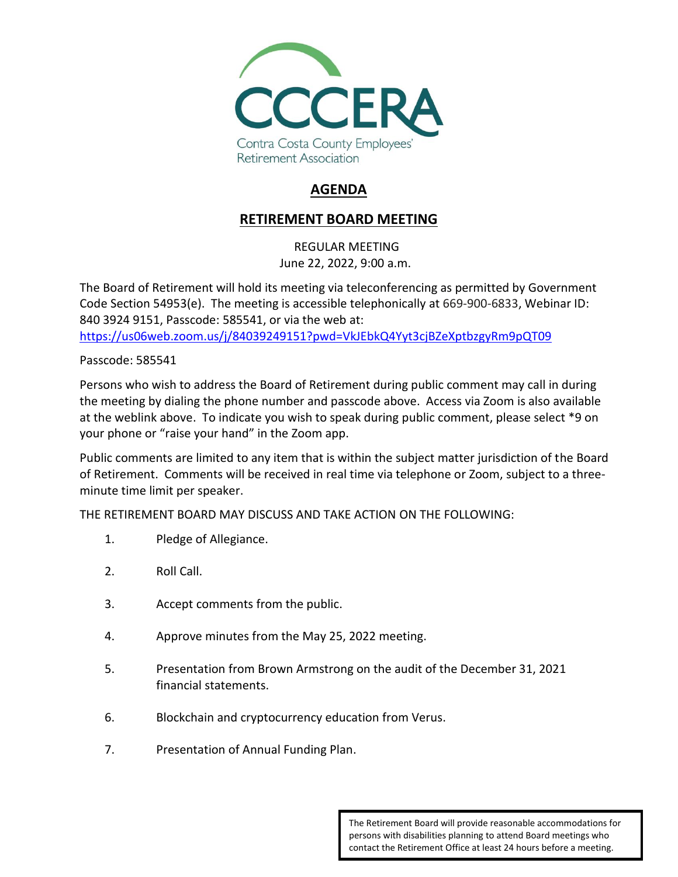CCCERA

Contra Costa County Employees' Retirement Association

# AGENDA

## RETIREMENT BOARD MEETING

REGULAR MEETING
June 22, 2022, 9:00 a.m.

The Board of Retirement will hold its meeting via teleconferencing as permitted by Government Code Section 54953(e). The meeting is accessible telephonically at 669-900-6833, Webinar ID: 840 3924 9151, Passcode: 585541, or via the web at: https://us06web.zoom.us/j/84039249151?pwd=VkJEbkQ4Yyt3cjBZeXptbzgyRm9pQT09

Passcode: 585541

Persons who wish to address the Board of Retirement during public comment may call in during the meeting by dialing the phone number and passcode above. Access via Zoom is also available at the weblink above. To indicate you wish to speak during public comment, please select *9 on your phone or "raise your hand" in the Zoom app.

Public comments are limited to any item that is within the subject matter jurisdiction of the Board of Retirement. Comments will be received in real time via telephone or Zoom, subject to a three-minute time limit per speaker.

THE RETIREMENT BOARD MAY DISCUSS AND TAKE ACTION ON THE FOLLOWING:

1. Pledge of Allegiance.
2. Roll Call.
3. Accept comments from the public.
4. Approve minutes from the May 25, 2022 meeting.
5. Presentation from Brown Armstrong on the audit of the December 31, 2021 financial statements.
6. Blockchain and cryptocurrency education from Verus.
7. Presentation of Annual Funding Plan.

The Retirement Board will provide reasonable accommodations for persons with disabilities planning to attend Board meetings who contact the Retirement Office at least 24 hours before a meeting.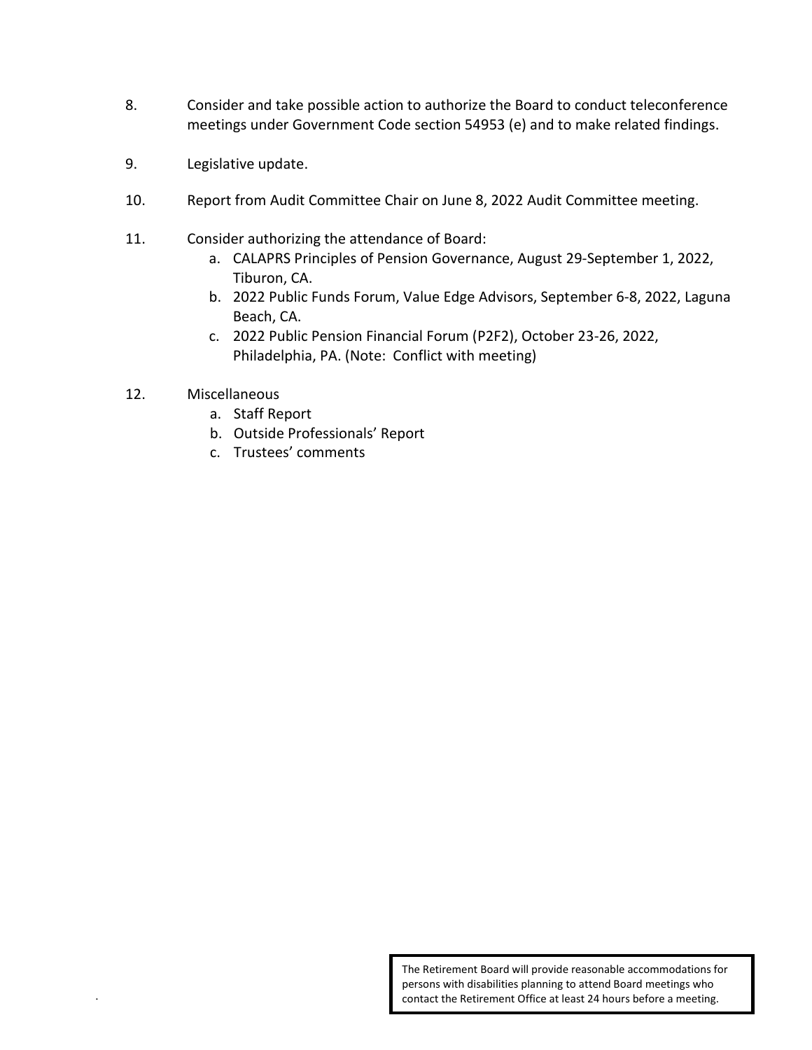8. Consider and take possible action to authorize the Board to conduct teleconference meetings under Government Code section 54953 (e) and to make related findings.

9. Legislative update.

10. Report from Audit Committee Chair on June 8, 2022 Audit Committee meeting.

11. Consider authorizing the attendance of Board:
    a. CALAPRS Principles of Pension Governance, August 29-September 1, 2022, Tiburon, CA.
    b. 2022 Public Funds Forum, Value Edge Advisors, September 6-8, 2022, Laguna Beach, CA.
    c. 2022 Public Pension Financial Forum (P2F2), October 23-26, 2022, Philadelphia, PA. (Note: Conflict with meeting)

12. Miscellaneous
    a. Staff Report
    b. Outside Professionals' Report
    c. Trustees' comments

The Retirement Board will provide reasonable accommodations for persons with disabilities planning to attend Board meetings who contact the Retirement Office at least 24 hours before a meeting.